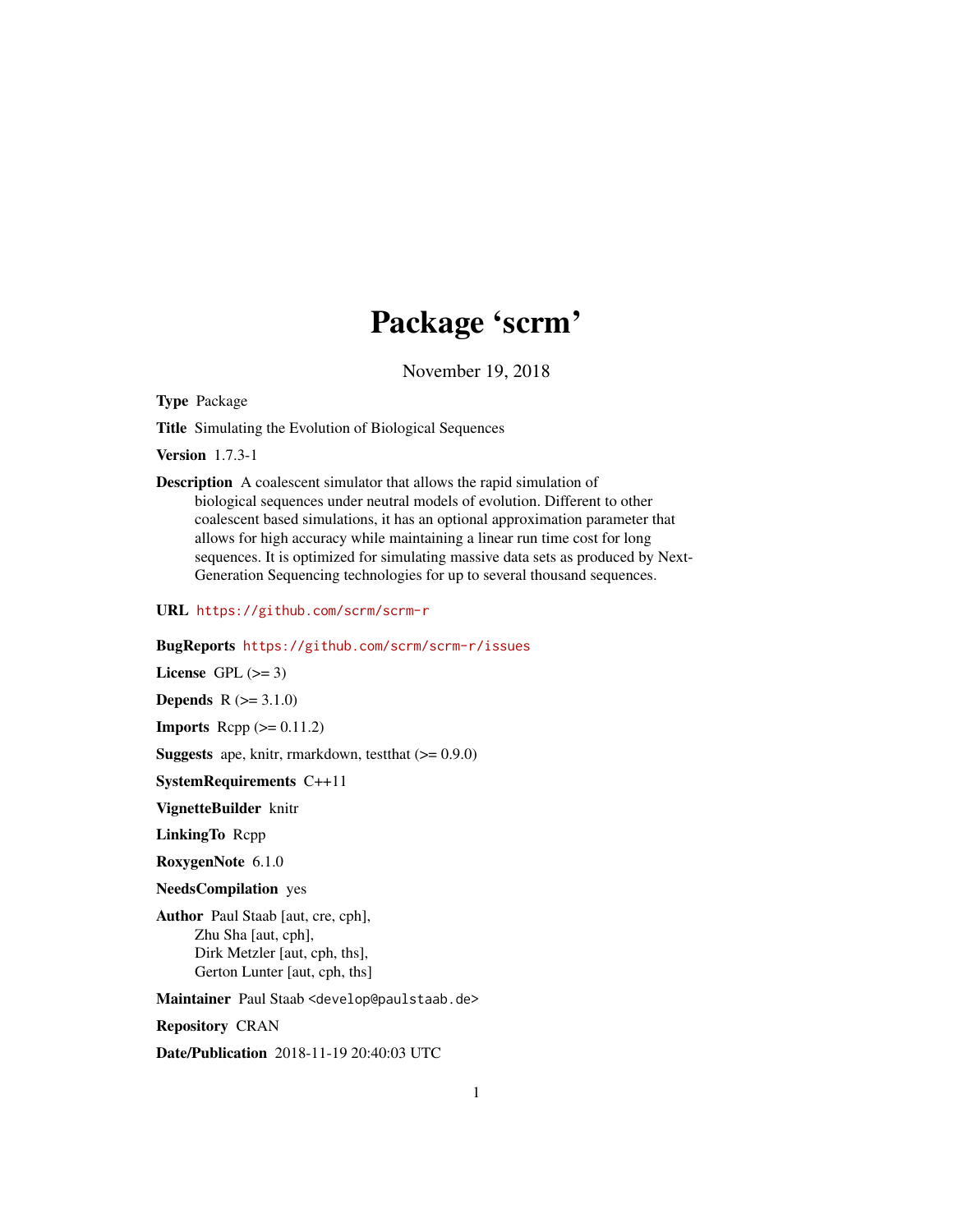# Package 'scrm'

November 19, 2018

**Type** Package

**Title** Simulating the Evolution of Biological Sequences

**Version** 1.7.3-1

**Description** A coalescent simulator that allows the rapid simulation of biological sequences under neutral models of evolution. Different to other coalescent based simulations, it has an optional approximation parameter that allows for high accuracy while maintaining a linear run time cost for long sequences. It is optimized for simulating massive data sets as produced by Next-Generation Sequencing technologies for up to several thousand sequences.

**URL** https://github.com/scrm/scrm-r

**BugReports** https://github.com/scrm/scrm-r/issues

**License** GPL (>= 3)

**Depends** R (>= 3.1.0)

**Imports** Rcpp (>= 0.11.2)

**Suggests** ape, knitr, rmarkdown, testthat (>= 0.9.0)

**SystemRequirements** C++11

**VignetteBuilder** knitr

**LinkingTo** Rcpp

**RoxygenNote** 6.1.0

**NeedsCompilation** yes

**Author** Paul Staab [aut, cre, cph],
Zhu Sha [aut, cph],
Dirk Metzler [aut, cph, ths],
Gerton Lunter [aut, cph, ths]

**Maintainer** Paul Staab <develop@paulstaab.de>

**Repository** CRAN

**Date/Publication** 2018-11-19 20:40:03 UTC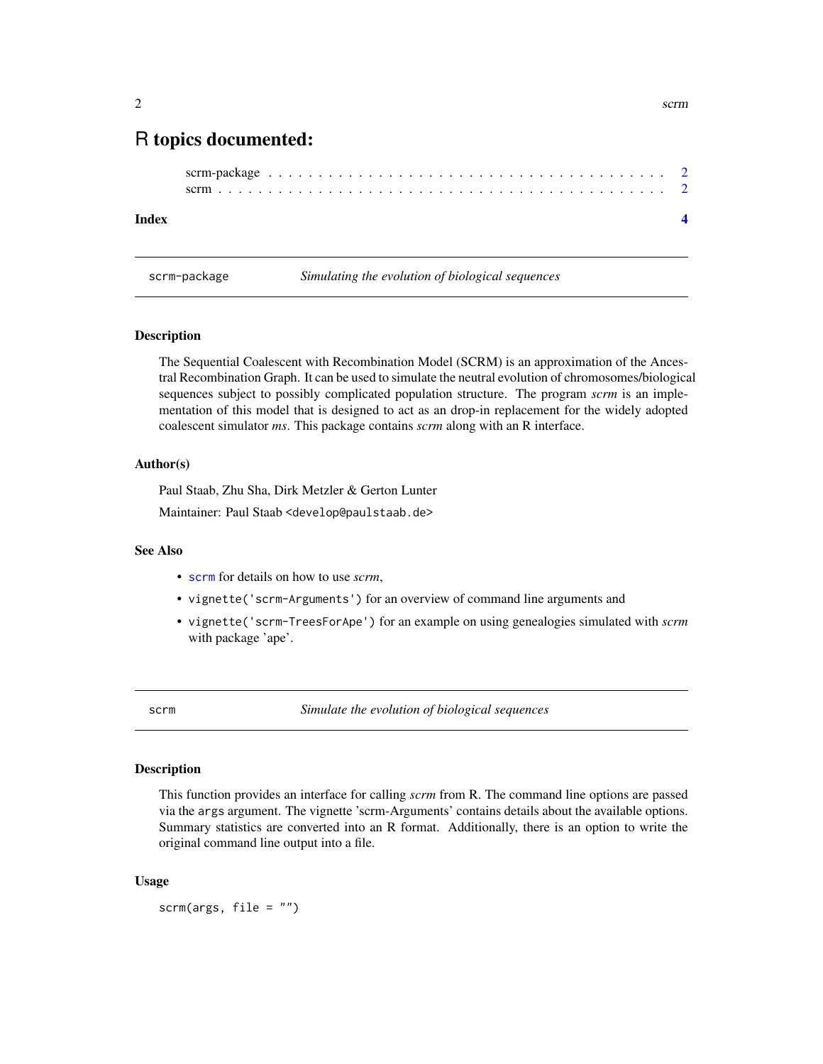# R topics documented:

scrm-package . . . . . . . . . . . . . . . . . . . . . . . . . . . . . . . . . . . . . . . 2
scrm . . . . . . . . . . . . . . . . . . . . . . . . . . . . . . . . . . . . . . . . . . . . 2

**Index** **4**

---

## scrm-package — *Simulating the evolution of biological sequences*

### Description

The Sequential Coalescent with Recombination Model (SCRM) is an approximation of the Ancestral Recombination Graph. It can be used to simulate the neutral evolution of chromosomes/biological sequences subject to possibly complicated population structure. The program *scrm* is an implementation of this model that is designed to act as an drop-in replacement for the widely adopted coalescent simulator *ms*. This package contains *scrm* along with an R interface.

### Author(s)

Paul Staab, Zhu Sha, Dirk Metzler & Gerton Lunter

Maintainer: Paul Staab <develop@paulstaab.de>

### See Also

- `scrm` for details on how to use *scrm*,
- `vignette('scrm-Arguments')` for an overview of command line arguments and
- `vignette('scrm-TreesForApe')` for an example on using genealogies simulated with *scrm* with package 'ape'.

---

## scrm — *Simulate the evolution of biological sequences*

### Description

This function provides an interface for calling *scrm* from R. The command line options are passed via the `args` argument. The vignette 'scrm-Arguments' contains details about the available options. Summary statistics are converted into an R format. Additionally, there is an option to write the original command line output into a file.

### Usage

```
scrm(args, file = "")
```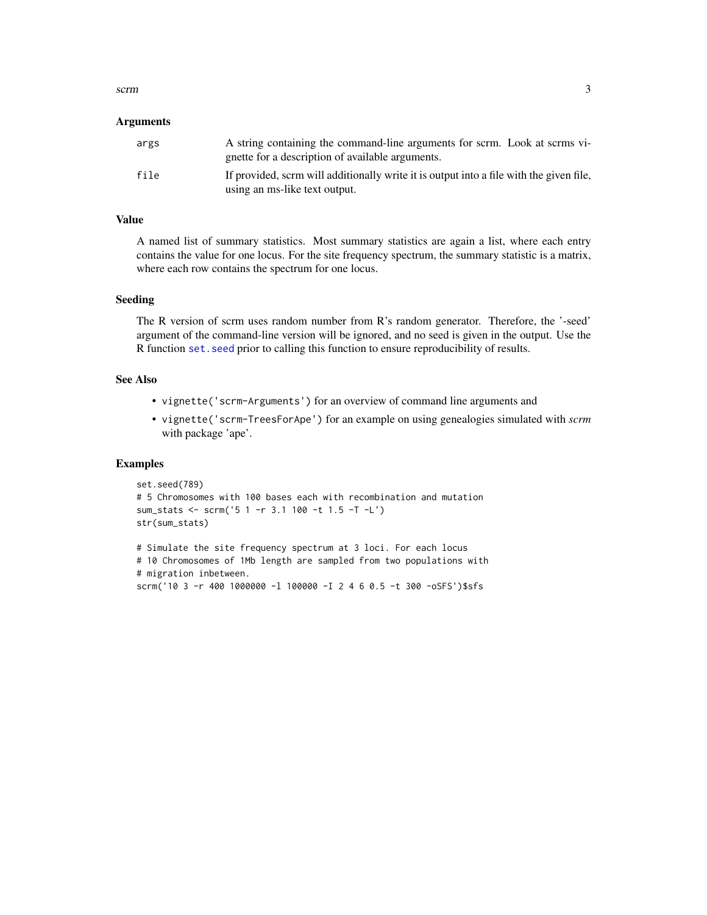### Arguments

| | |
|---|---|
| `args` | A string containing the command-line arguments for scrm. Look at scrms vignette for a description of available arguments. |
| `file` | If provided, scrm will additionally write it is output into a file with the given file, using an ms-like text output. |

### Value

A named list of summary statistics. Most summary statistics are again a list, where each entry contains the value for one locus. For the site frequency spectrum, the summary statistic is a matrix, where each row contains the spectrum for one locus.

### Seeding

The R version of scrm uses random number from R's random generator. Therefore, the '-seed' argument of the command-line version will be ignored, and no seed is given in the output. Use the R function `set.seed` prior to calling this function to ensure reproducibility of results.

### See Also

- `vignette('scrm-Arguments')` for an overview of command line arguments and
- `vignette('scrm-TreesForApe')` for an example on using genealogies simulated with *scrm* with package 'ape'.

### Examples

```
set.seed(789)
# 5 Chromosomes with 100 bases each with recombination and mutation
sum_stats <- scrm('5 1 -r 3.1 100 -t 1.5 -T -L')
str(sum_stats)

# Simulate the site frequency spectrum at 3 loci. For each locus
# 10 Chromosomes of 1Mb length are sampled from two populations with
# migration inbetween.
scrm('10 3 -r 400 1000000 -l 100000 -I 2 4 6 0.5 -t 300 -oSFS')$sfs
```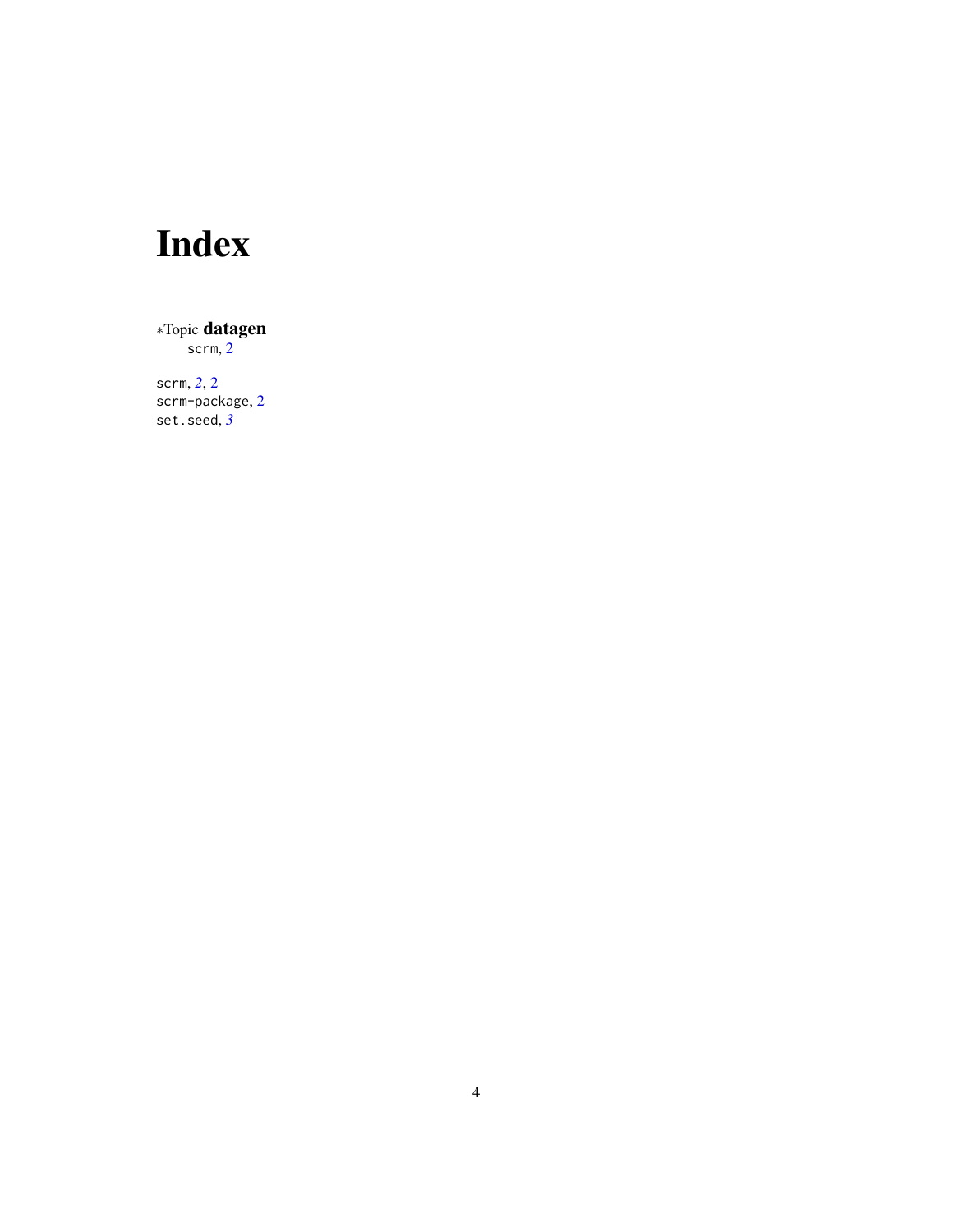# Index

*Topic **datagen**
    scrm, 2

scrm, *2*, 2
scrm-package, 2
set.seed, *3*